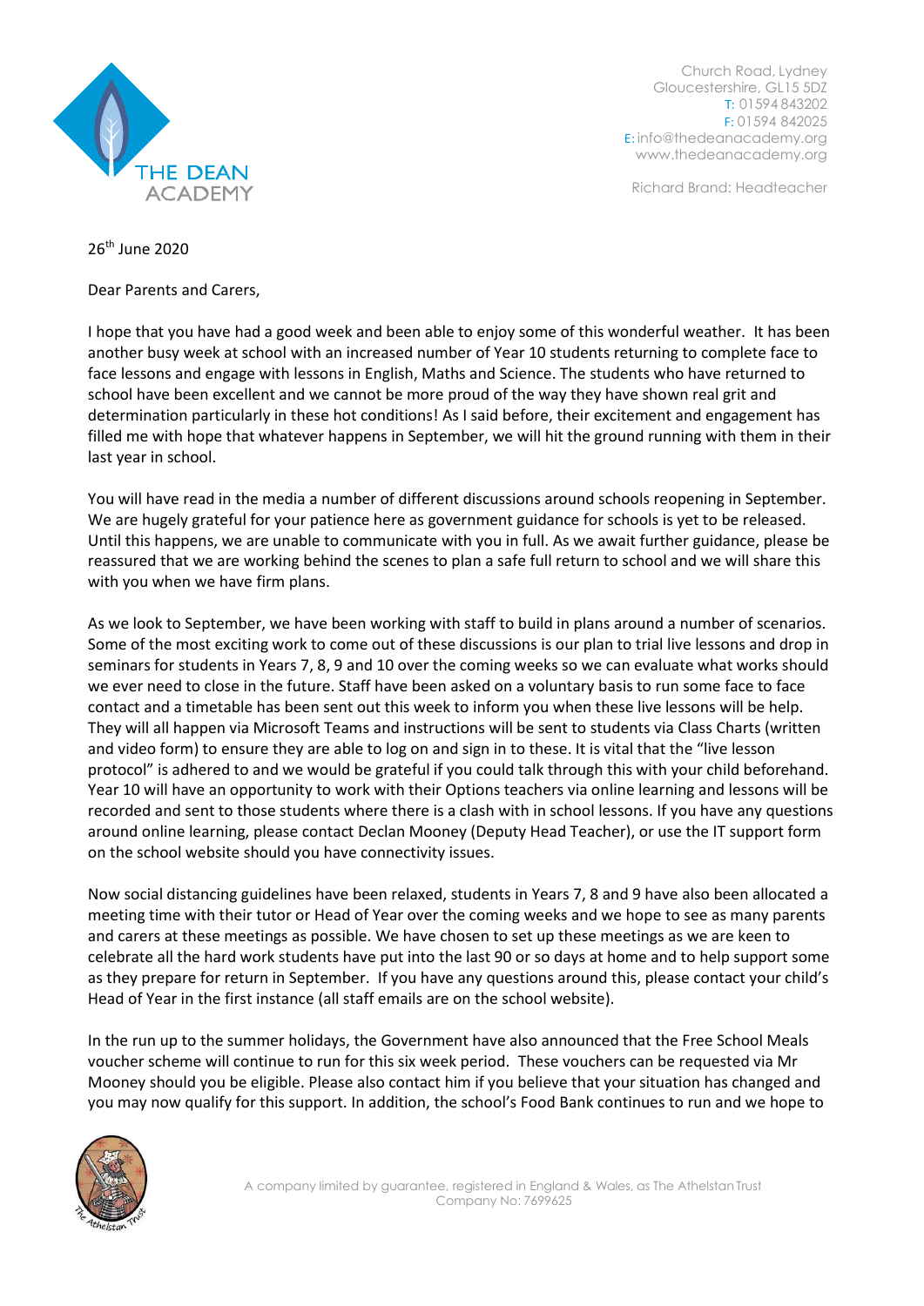Church Road, Lydney
Gloucestershire, GL15 5DZ
T: 01594 843202
F: 01594 842025
E: info@thedeanacademy.org
www.thedeanacademy.org

Richard Brand: Headteacher

26th June 2020

Dear Parents and Carers,

I hope that you have had a good week and been able to enjoy some of this wonderful weather. It has been another busy week at school with an increased number of Year 10 students returning to complete face to face lessons and engage with lessons in English, Maths and Science. The students who have returned to school have been excellent and we cannot be more proud of the way they have shown real grit and determination particularly in these hot conditions! As I said before, their excitement and engagement has filled me with hope that whatever happens in September, we will hit the ground running with them in their last year in school.

You will have read in the media a number of different discussions around schools reopening in September. We are hugely grateful for your patience here as government guidance for schools is yet to be released. Until this happens, we are unable to communicate with you in full. As we await further guidance, please be reassured that we are working behind the scenes to plan a safe full return to school and we will share this with you when we have firm plans.

As we look to September, we have been working with staff to build in plans around a number of scenarios. Some of the most exciting work to come out of these discussions is our plan to trial live lessons and drop in seminars for students in Years 7, 8, 9 and 10 over the coming weeks so we can evaluate what works should we ever need to close in the future. Staff have been asked on a voluntary basis to run some face to face contact and a timetable has been sent out this week to inform you when these live lessons will be help. They will all happen via Microsoft Teams and instructions will be sent to students via Class Charts (written and video form) to ensure they are able to log on and sign in to these. It is vital that the "live lesson protocol" is adhered to and we would be grateful if you could talk through this with your child beforehand. Year 10 will have an opportunity to work with their Options teachers via online learning and lessons will be recorded and sent to those students where there is a clash with in school lessons. If you have any questions around online learning, please contact Declan Mooney (Deputy Head Teacher), or use the IT support form on the school website should you have connectivity issues.

Now social distancing guidelines have been relaxed, students in Years 7, 8 and 9 have also been allocated a meeting time with their tutor or Head of Year over the coming weeks and we hope to see as many parents and carers at these meetings as possible. We have chosen to set up these meetings as we are keen to celebrate all the hard work students have put into the last 90 or so days at home and to help support some as they prepare for return in September. If you have any questions around this, please contact your child's Head of Year in the first instance (all staff emails are on the school website).

In the run up to the summer holidays, the Government have also announced that the Free School Meals voucher scheme will continue to run for this six week period. These vouchers can be requested via Mr Mooney should you be eligible. Please also contact him if you believe that your situation has changed and you may now qualify for this support. In addition, the school's Food Bank continues to run and we hope to

A company limited by guarantee, registered in England & Wales, as The Athelstan Trust
Company No: 7699625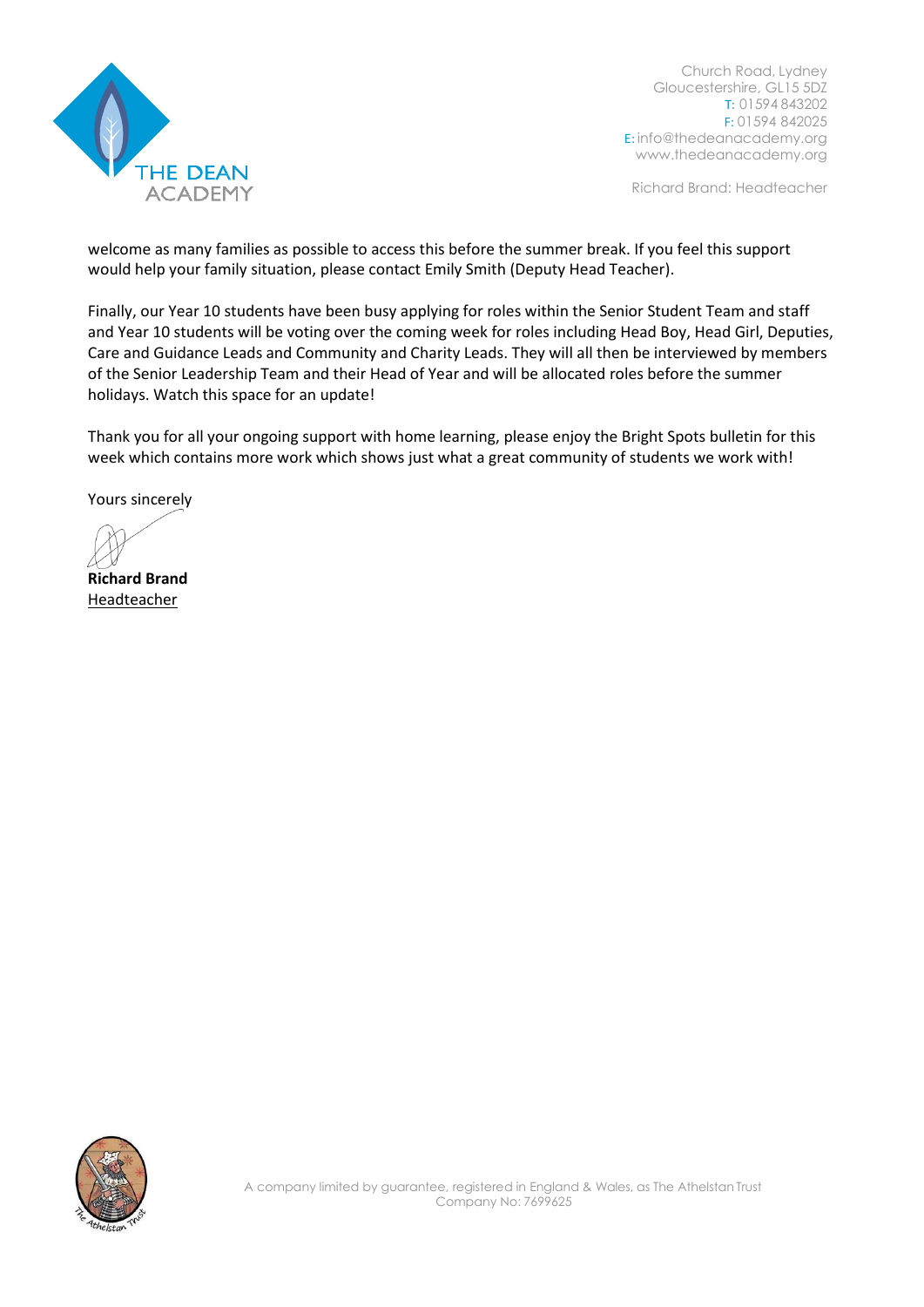Church Road, Lydney
Gloucestershire, GL15 5DZ
T: 01594 843202
F: 01594 842025
E: info@thedeanacademy.org
www.thedeanacademy.org

Richard Brand: Headteacher

welcome as many families as possible to access this before the summer break. If you feel this support would help your family situation, please contact Emily Smith (Deputy Head Teacher).

Finally, our Year 10 students have been busy applying for roles within the Senior Student Team and staff and Year 10 students will be voting over the coming week for roles including Head Boy, Head Girl, Deputies, Care and Guidance Leads and Community and Charity Leads. They will all then be interviewed by members of the Senior Leadership Team and their Head of Year and will be allocated roles before the summer holidays. Watch this space for an update!

Thank you for all your ongoing support with home learning, please enjoy the Bright Spots bulletin for this week which contains more work which shows just what a great community of students we work with!

Yours sincerely

**Richard Brand**
Headteacher

A company limited by guarantee, registered in England & Wales, as The Athelstan Trust
Company No: 7699625